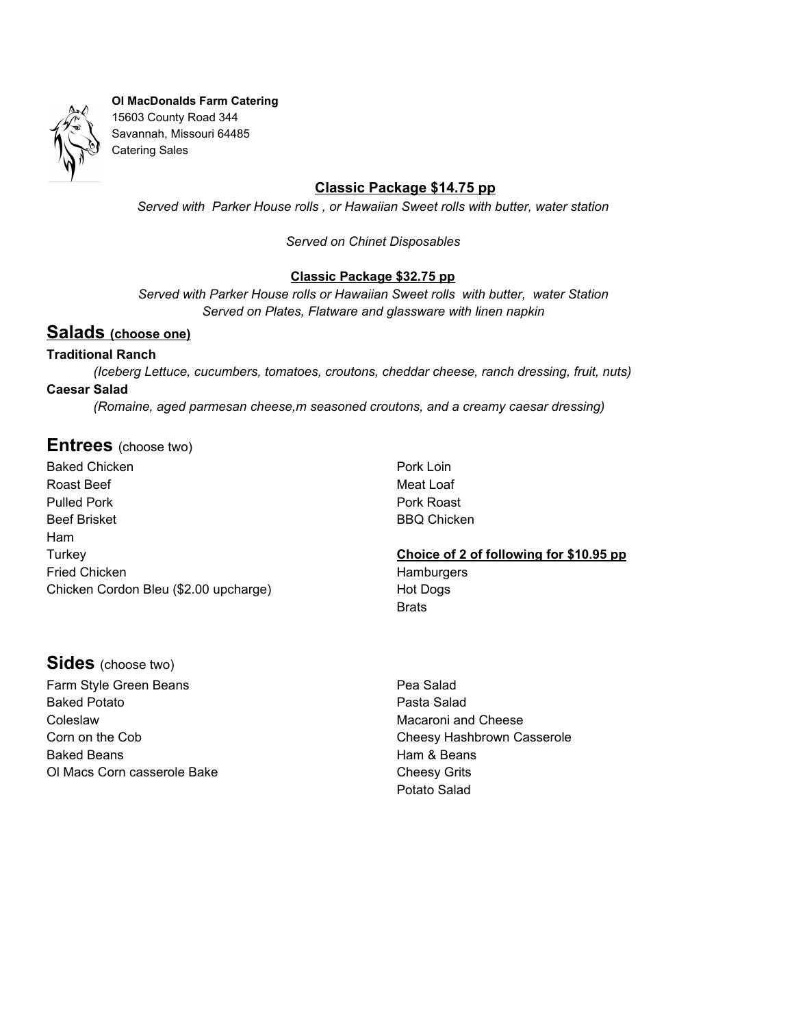**Ol MacDonalds Farm Catering**
15603 County Road 344
Savannah, Missouri 64485
Catering Sales

## Classic Package $14.75 pp

*Served with Parker House rolls , or Hawaiian Sweet rolls with butter, water station*

*Served on Chinet Disposables*

## Classic Package $32.75 pp

*Served with Parker House rolls or Hawaiian Sweet rolls with butter, water Station*
*Served on Plates, Flatware and glassware with linen napkin*

## Salads (choose one)

**Traditional Ranch**

*(Iceberg Lettuce, cucumbers, tomatoes, croutons, cheddar cheese, ranch dressing, fruit, nuts)*

**Caesar Salad**

*(Romaine, aged parmesan cheese,m seasoned croutons, and a creamy caesar dressing)*

## Entrees (choose two)

Baked Chicken
Roast Beef
Pulled Pork
Beef Brisket
Ham
Turkey
Fried Chicken
Chicken Cordon Bleu ($2.00 upcharge)
Pork Loin
Meat Loaf
Pork Roast
BBQ Chicken

**Choice of 2 of following for $10.95 pp**

Hamburgers
Hot Dogs
Brats

## Sides (choose two)

Farm Style Green Beans
Baked Potato
Coleslaw
Corn on the Cob
Baked Beans
Ol Macs Corn casserole Bake
Pea Salad
Pasta Salad
Macaroni and Cheese
Cheesy Hashbrown Casserole
Ham & Beans
Cheesy Grits
Potato Salad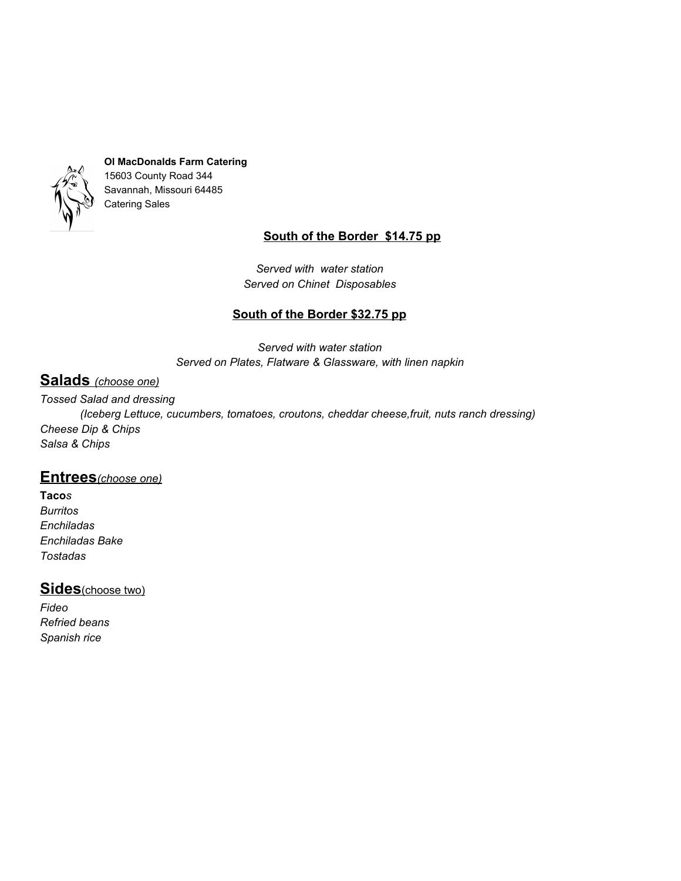**Ol MacDonalds Farm Catering**
15603 County Road 344
Savannah, Missouri 64485
Catering Sales

**South of the Border $14.75 pp**

*Served with water station*
*Served on Chinet Disposables*

**South of the Border $32.75 pp**

*Served with water station*
*Served on Plates, Flatware & Glassware, with linen napkin*

## Salads *(choose one)*

*Tossed Salad and dressing*
*(Iceberg Lettuce, cucumbers, tomatoes, croutons, cheddar cheese,fruit, nuts ranch dressing)*
*Cheese Dip & Chips*
*Salsa & Chips*

## Entrees *(choose one)*

**Taco***s*
*Burritos*
*Enchiladas*
*Enchiladas Bake*
*Tostadas*

## Sides (choose two)

*Fideo*
*Refried beans*
*Spanish rice*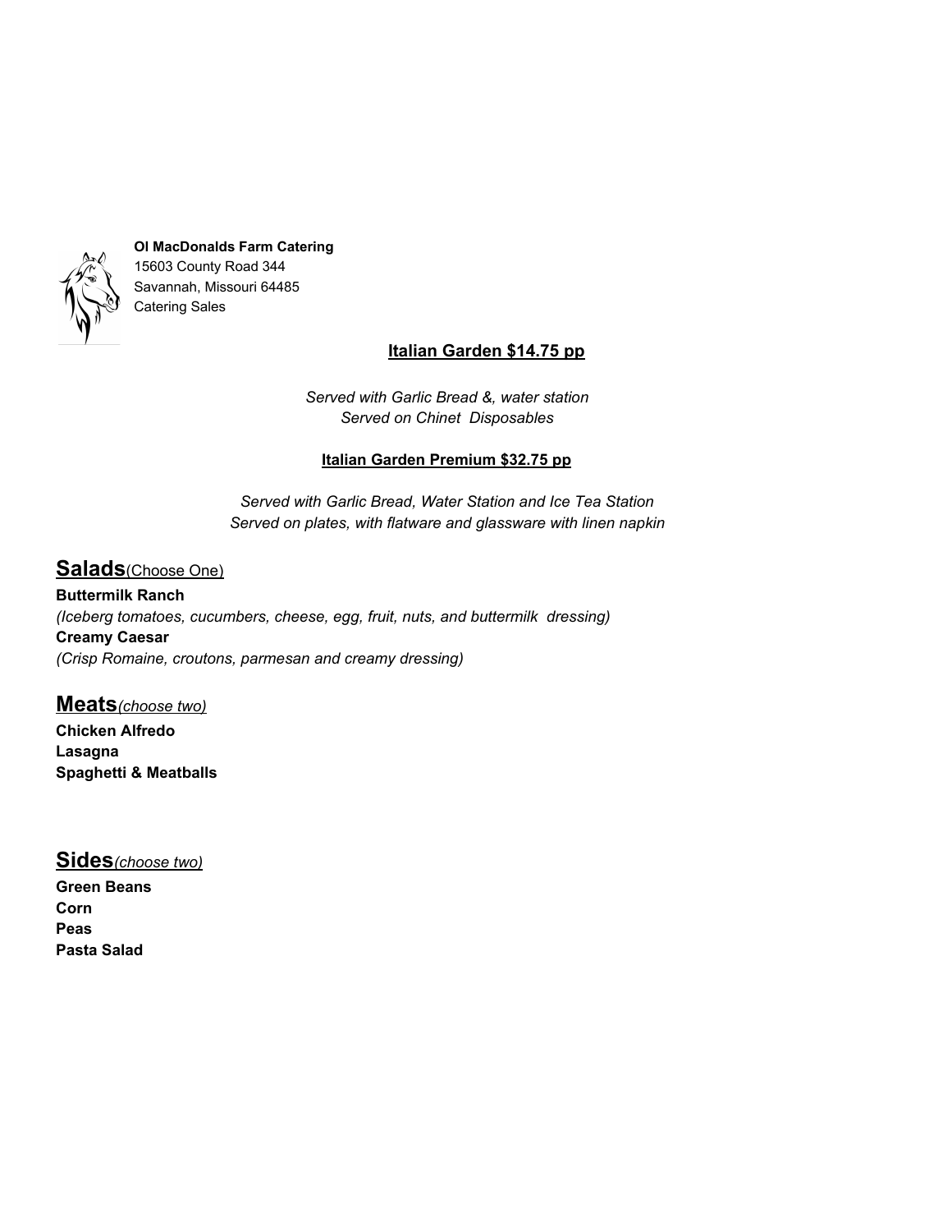**Ol MacDonalds Farm Catering**
15603 County Road 344
Savannah, Missouri 64485
Catering Sales

## Italian Garden $14.75 pp

*Served with Garlic Bread &, water station*
*Served on Chinet Disposables*

### Italian Garden Premium $32.75 pp

*Served with Garlic Bread, Water Station and Ice Tea Station*
*Served on plates, with flatware and glassware with linen napkin*

## Salads (Choose One)

**Buttermilk Ranch**
*(Iceberg tomatoes, cucumbers, cheese, egg, fruit, nuts, and buttermilk dressing)*
**Creamy Caesar**
*(Crisp Romaine, croutons, parmesan and creamy dressing)*

## Meats *(choose two)*

**Chicken Alfredo**
**Lasagna**
**Spaghetti & Meatballs**

## Sides *(choose two)*

**Green Beans**
**Corn**
**Peas**
**Pasta Salad**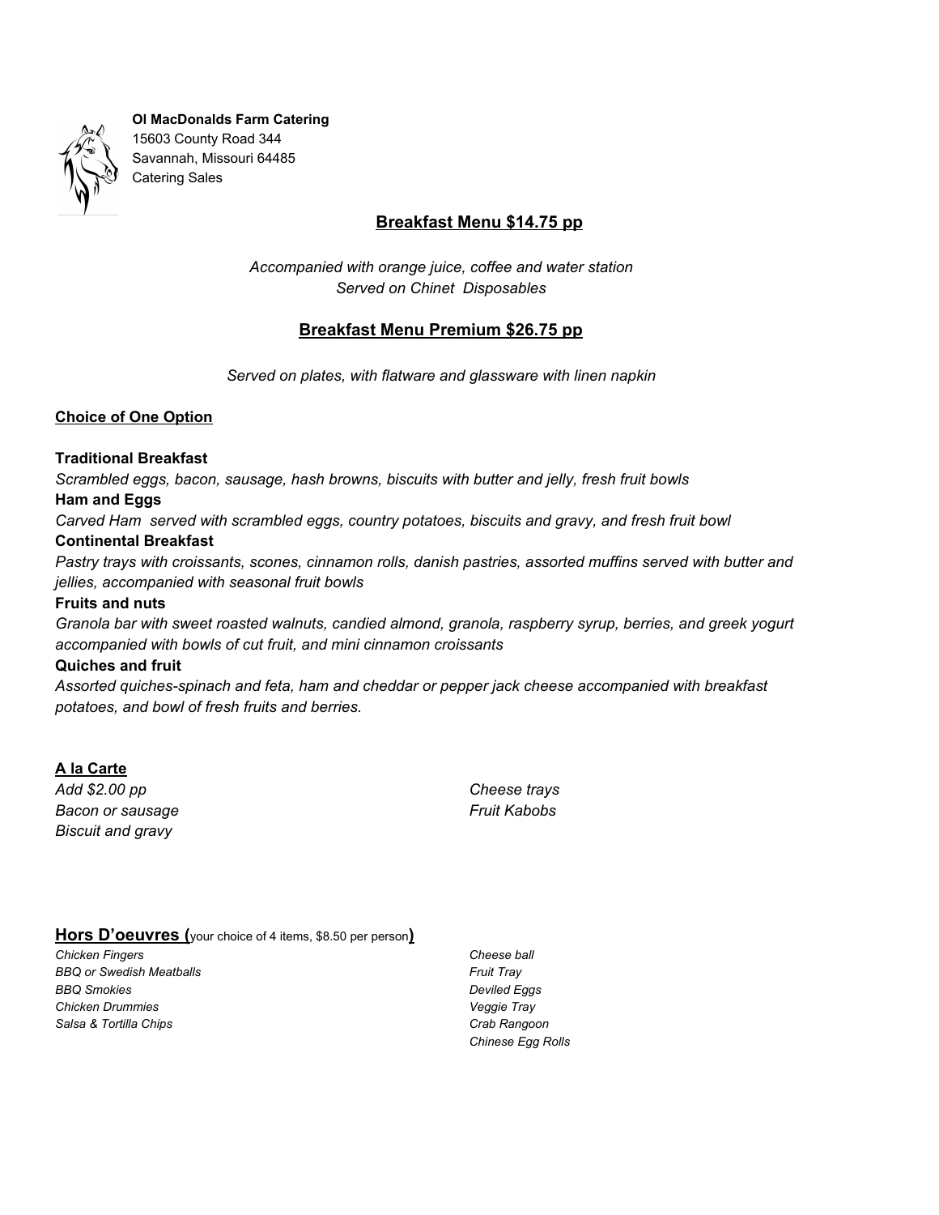**Ol MacDonalds Farm Catering**
15603 County Road 344
Savannah, Missouri 64485
Catering Sales

## Breakfast Menu $14.75 pp

*Accompanied with orange juice, coffee and water station*
*Served on Chinet Disposables*

## Breakfast Menu Premium $26.75 pp

*Served on plates, with flatware and glassware with linen napkin*

### Choice of One Option

**Traditional Breakfast**
*Scrambled eggs, bacon, sausage, hash browns, biscuits with butter and jelly, fresh fruit bowls*

**Ham and Eggs**
*Carved Ham served with scrambled eggs, country potatoes, biscuits and gravy, and fresh fruit bowl*

**Continental Breakfast**
*Pastry trays with croissants, scones, cinnamon rolls, danish pastries, assorted muffins served with butter and jellies, accompanied with seasonal fruit bowls*

**Fruits and nuts**
*Granola bar with sweet roasted walnuts, candied almond, granola, raspberry syrup, berries, and greek yogurt accompanied with bowls of cut fruit, and mini cinnamon croissants*

**Quiches and fruit**
*Assorted quiches-spinach and feta, ham and cheddar or pepper jack cheese accompanied with breakfast potatoes, and bowl of fresh fruits and berries.*

### A la Carte

*Add $2.00 pp*
*Bacon or sausage*
*Biscuit and gravy*
*Cheese trays*
*Fruit Kabobs*

### Hors D'oeuvres (your choice of 4 items, $8.50 per person)

*Chicken Fingers*
*BBQ or Swedish Meatballs*
*BBQ Smokies*
*Chicken Drummies*
*Salsa & Tortilla Chips*
*Cheese ball*
*Fruit Tray*
*Deviled Eggs*
*Veggie Tray*
*Crab Rangoon*
*Chinese Egg Rolls*